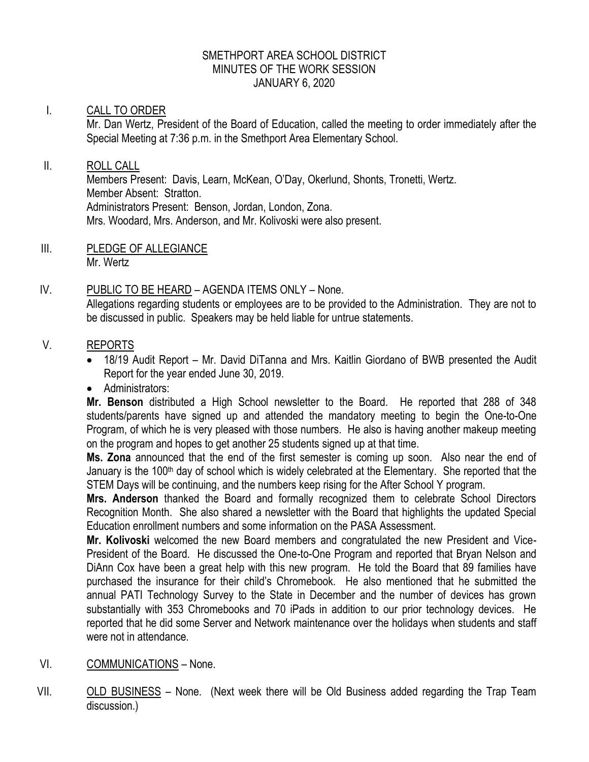SMETHPORT AREA SCHOOL DISTRICT
MINUTES OF THE WORK SESSION
JANUARY 6, 2020

I. <u>CALL TO ORDER</u>

Mr. Dan Wertz, President of the Board of Education, called the meeting to order immediately after the Special Meeting at 7:36 p.m. in the Smethport Area Elementary School.

II. <u>ROLL CALL</u>

Members Present: Davis, Learn, McKean, O'Day, Okerlund, Shonts, Tronetti, Wertz.
Member Absent: Stratton.
Administrators Present: Benson, Jordan, London, Zona.
Mrs. Woodard, Mrs. Anderson, and Mr. Kolivoski were also present.

III. <u>PLEDGE OF ALLEGIANCE</u>

Mr. Wertz

IV. <u>PUBLIC TO BE HEARD</u> – AGENDA ITEMS ONLY – None.

Allegations regarding students or employees are to be provided to the Administration. They are not to be discussed in public. Speakers may be held liable for untrue statements.

V. <u>REPORTS</u>

- 18/19 Audit Report – Mr. David DiTanna and Mrs. Kaitlin Giordano of BWB presented the Audit Report for the year ended June 30, 2019.
- Administrators:

**Mr. Benson** distributed a High School newsletter to the Board. He reported that 288 of 348 students/parents have signed up and attended the mandatory meeting to begin the One-to-One Program, of which he is very pleased with those numbers. He also is having another makeup meeting on the program and hopes to get another 25 students signed up at that time.

**Ms. Zona** announced that the end of the first semester is coming up soon. Also near the end of January is the 100th day of school which is widely celebrated at the Elementary. She reported that the STEM Days will be continuing, and the numbers keep rising for the After School Y program.

**Mrs. Anderson** thanked the Board and formally recognized them to celebrate School Directors Recognition Month. She also shared a newsletter with the Board that highlights the updated Special Education enrollment numbers and some information on the PASA Assessment.

**Mr. Kolivoski** welcomed the new Board members and congratulated the new President and Vice-President of the Board. He discussed the One-to-One Program and reported that Bryan Nelson and DiAnn Cox have been a great help with this new program. He told the Board that 89 families have purchased the insurance for their child's Chromebook. He also mentioned that he submitted the annual PATI Technology Survey to the State in December and the number of devices has grown substantially with 353 Chromebooks and 70 iPads in addition to our prior technology devices. He reported that he did some Server and Network maintenance over the holidays when students and staff were not in attendance.

VI. <u>COMMUNICATIONS</u> – None.

VII. <u>OLD BUSINESS</u> – None. (Next week there will be Old Business added regarding the Trap Team discussion.)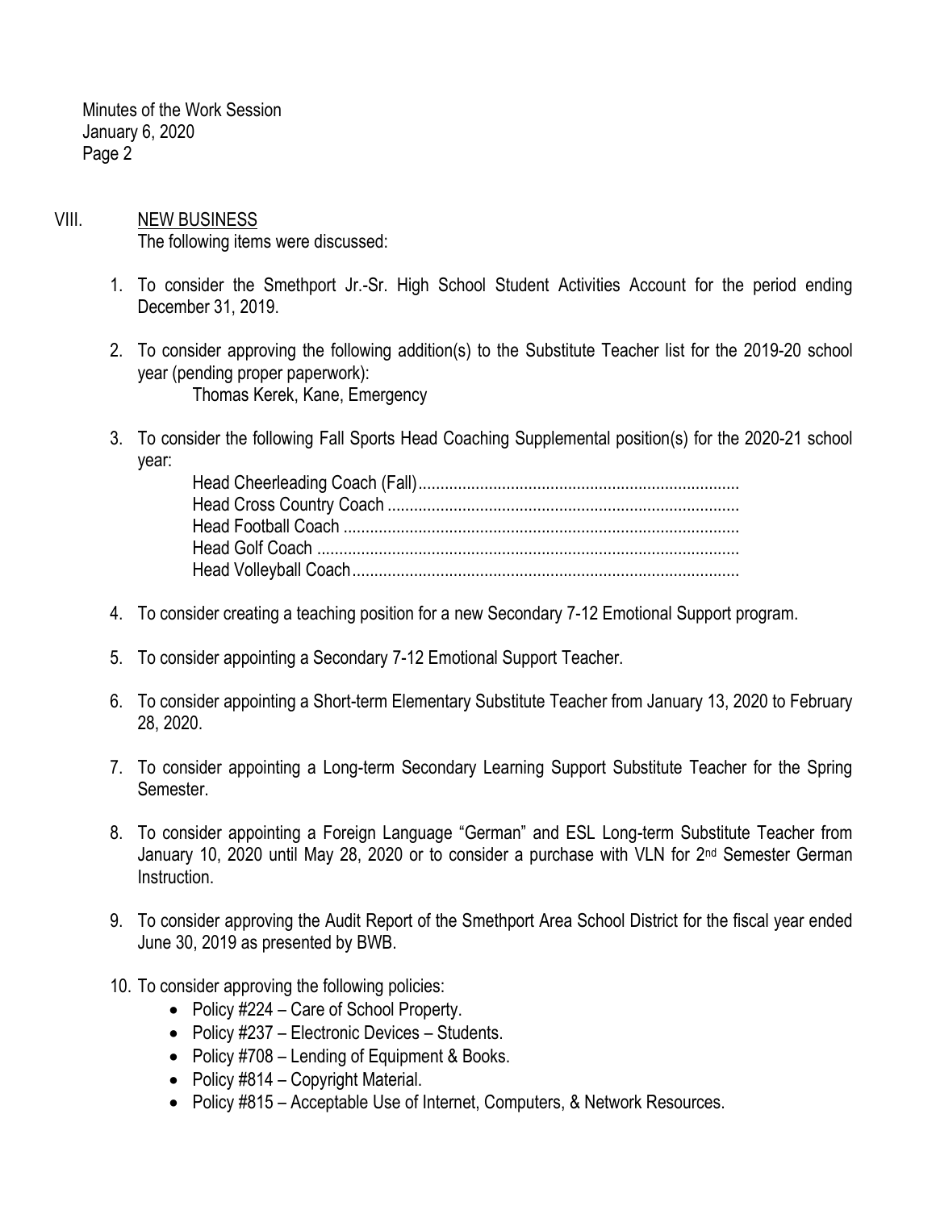Minutes of the Work Session
January 6, 2020

## VIII. NEW BUSINESS

The following items were discussed:

1. To consider the Smethport Jr.-Sr. High School Student Activities Account for the period ending December 31, 2019.

2. To consider approving the following addition(s) to the Substitute Teacher list for the 2019-20 school year (pending proper paperwork):
   
   Thomas Kerek, Kane, Emergency

3. To consider the following Fall Sports Head Coaching Supplemental position(s) for the 2020-21 school year:
   
   Head Cheerleading Coach (Fall)........................................................................
   Head Cross Country Coach ...............................................................................
   Head Football Coach .........................................................................................
   Head Golf Coach ...............................................................................................
   Head Volleyball Coach.......................................................................................

4. To consider creating a teaching position for a new Secondary 7-12 Emotional Support program.

5. To consider appointing a Secondary 7-12 Emotional Support Teacher.

6. To consider appointing a Short-term Elementary Substitute Teacher from January 13, 2020 to February 28, 2020.

7. To consider appointing a Long-term Secondary Learning Support Substitute Teacher for the Spring Semester.

8. To consider appointing a Foreign Language "German" and ESL Long-term Substitute Teacher from January 10, 2020 until May 28, 2020 or to consider a purchase with VLN for 2nd Semester German Instruction.

9. To consider approving the Audit Report of the Smethport Area School District for the fiscal year ended June 30, 2019 as presented by BWB.

10. To consider approving the following policies:
    - Policy #224 – Care of School Property.
    - Policy #237 – Electronic Devices – Students.
    - Policy #708 – Lending of Equipment & Books.
    - Policy #814 – Copyright Material.
    - Policy #815 – Acceptable Use of Internet, Computers, & Network Resources.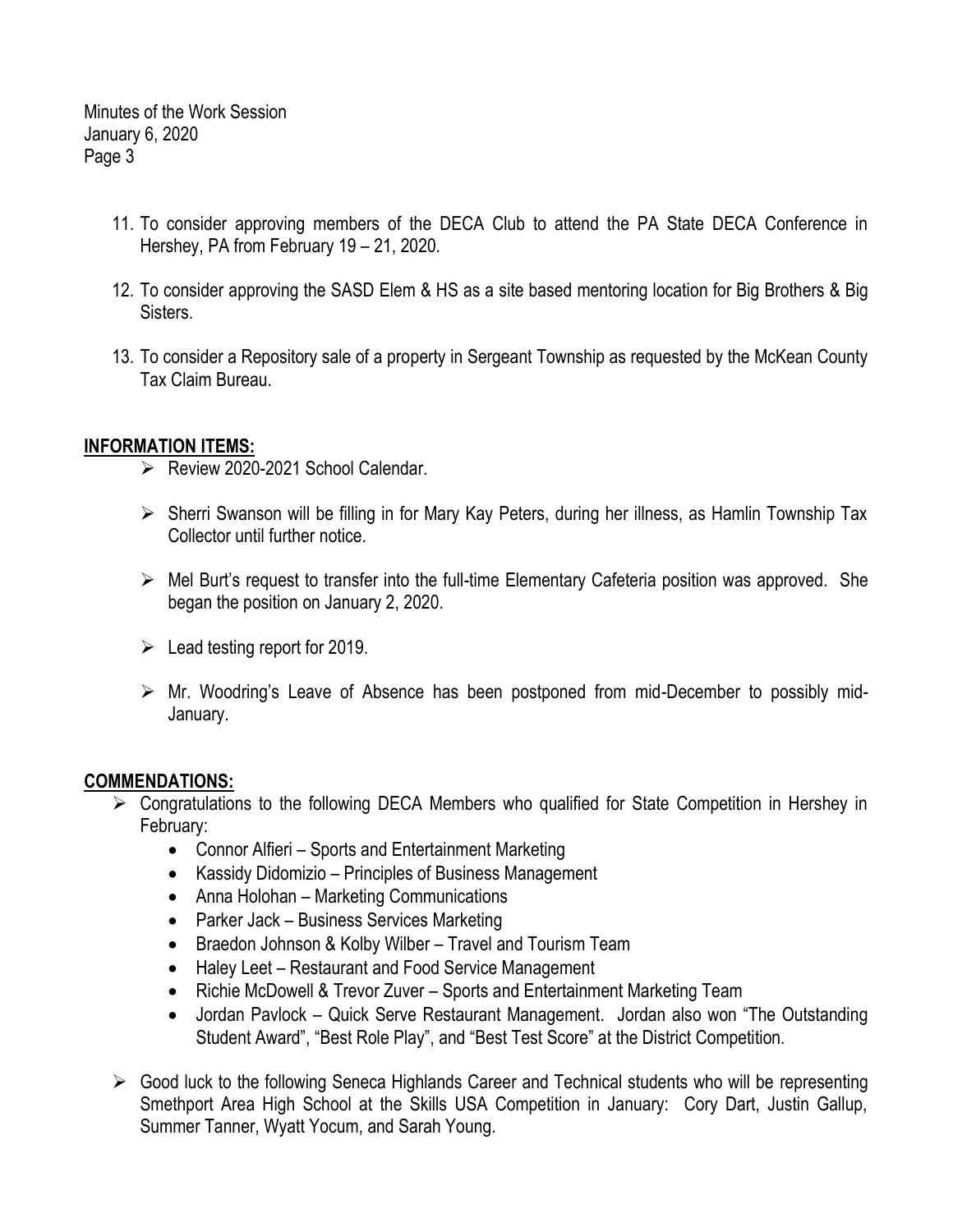11. To consider approving members of the DECA Club to attend the PA State DECA Conference in Hershey, PA from February 19 – 21, 2020.

12. To consider approving the SASD Elem & HS as a site based mentoring location for Big Brothers & Big Sisters.

13. To consider a Repository sale of a property in Sergeant Township as requested by the McKean County Tax Claim Bureau.

**INFORMATION ITEMS:**

- Review 2020-2021 School Calendar.

- Sherri Swanson will be filling in for Mary Kay Peters, during her illness, as Hamlin Township Tax Collector until further notice.

- Mel Burt's request to transfer into the full-time Elementary Cafeteria position was approved. She began the position on January 2, 2020.

- Lead testing report for 2019.

- Mr. Woodring's Leave of Absence has been postponed from mid-December to possibly mid-January.

**COMMENDATIONS:**

- Congratulations to the following DECA Members who qualified for State Competition in Hershey in February:
  - Connor Alfieri – Sports and Entertainment Marketing
  - Kassidy Didomizio – Principles of Business Management
  - Anna Holohan – Marketing Communications
  - Parker Jack – Business Services Marketing
  - Braedon Johnson & Kolby Wilber – Travel and Tourism Team
  - Haley Leet – Restaurant and Food Service Management
  - Richie McDowell & Trevor Zuver – Sports and Entertainment Marketing Team
  - Jordan Pavlock – Quick Serve Restaurant Management. Jordan also won "The Outstanding Student Award", "Best Role Play", and "Best Test Score" at the District Competition.

- Good luck to the following Seneca Highlands Career and Technical students who will be representing Smethport Area High School at the Skills USA Competition in January: Cory Dart, Justin Gallup, Summer Tanner, Wyatt Yocum, and Sarah Young.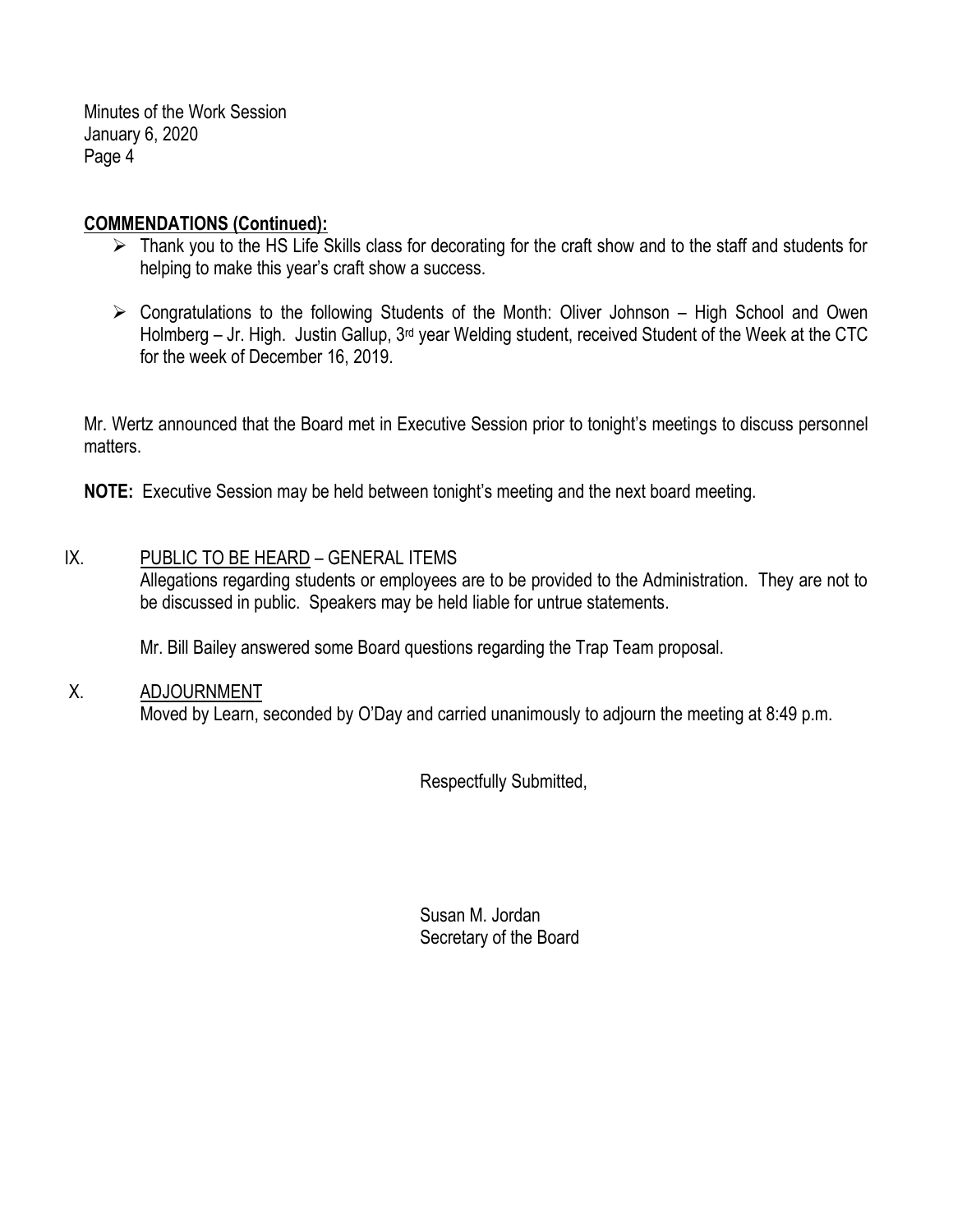**COMMENDATIONS (Continued):**

- Thank you to the HS Life Skills class for decorating for the craft show and to the staff and students for helping to make this year's craft show a success.
- Congratulations to the following Students of the Month: Oliver Johnson – High School and Owen Holmberg – Jr. High. Justin Gallup, 3rd year Welding student, received Student of the Week at the CTC for the week of December 16, 2019.

Mr. Wertz announced that the Board met in Executive Session prior to tonight's meetings to discuss personnel matters.

**NOTE:** Executive Session may be held between tonight's meeting and the next board meeting.

IX. PUBLIC TO BE HEARD – GENERAL ITEMS

Allegations regarding students or employees are to be provided to the Administration. They are not to be discussed in public. Speakers may be held liable for untrue statements.

Mr. Bill Bailey answered some Board questions regarding the Trap Team proposal.

X. ADJOURNMENT

Moved by Learn, seconded by O'Day and carried unanimously to adjourn the meeting at 8:49 p.m.

Respectfully Submitted,

Susan M. Jordan
Secretary of the Board